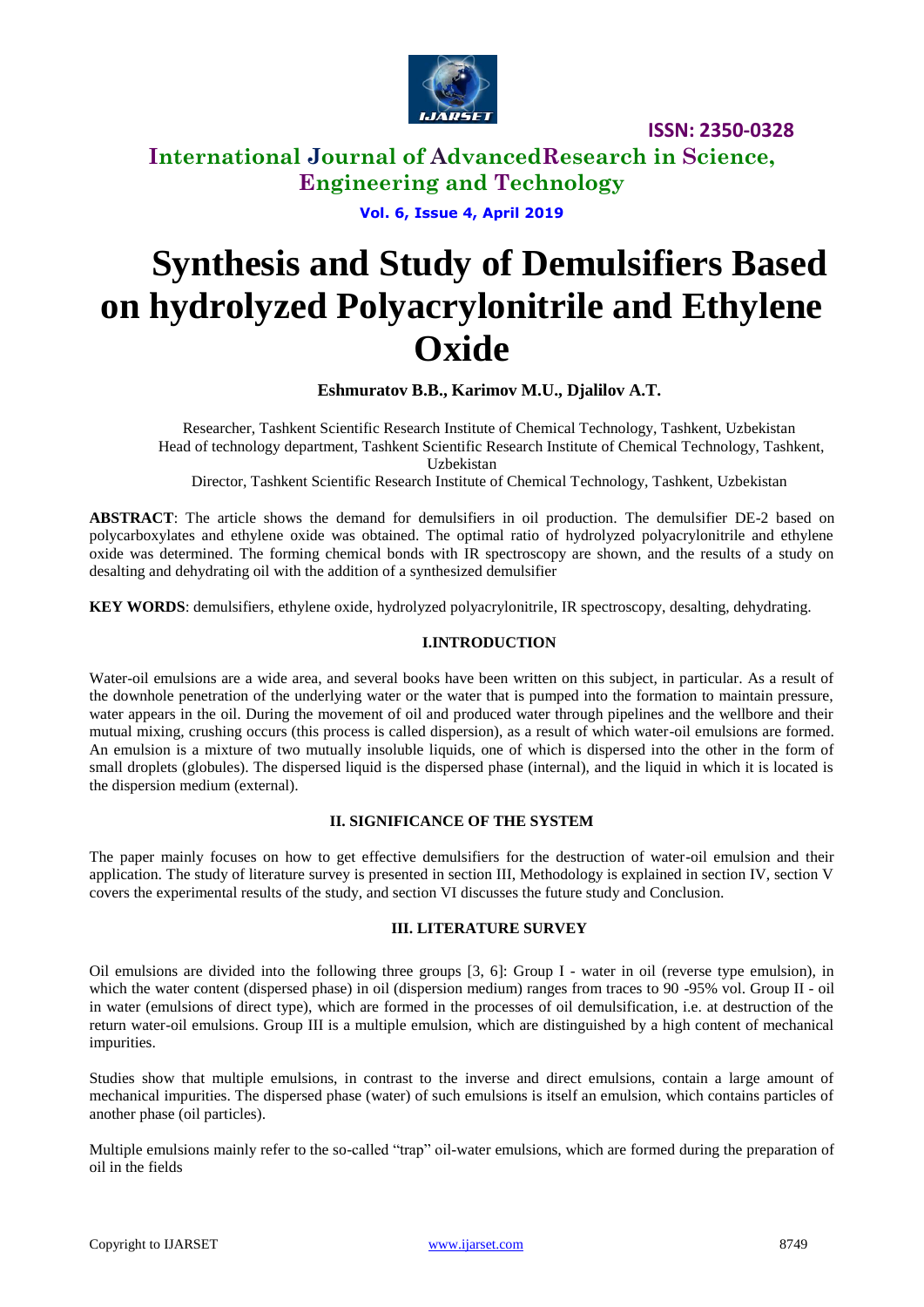# Synthesis and Study of Demulsifiers Based on hydrolyzed Polyacrylonitrile and Ethylene Oxide

**Eshmuratov B.B., Karimov M.U., Djalilov A.T.**

Researcher, Tashkent Scientific Research Institute of Chemical Technology, Tashkent, Uzbekistan
Head of technology department, Tashkent Scientific Research Institute of Chemical Technology, Tashkent, Uzbekistan
Director, Tashkent Scientific Research Institute of Chemical Technology, Tashkent, Uzbekistan

**ABSTRACT**: The article shows the demand for demulsifiers in oil production. The demulsifier DE-2 based on polycarboxylates and ethylene oxide was obtained. The optimal ratio of hydrolyzed polyacrylonitrile and ethylene oxide was determined. The forming chemical bonds with IR spectroscopy are shown, and the results of a study on desalting and dehydrating oil with the addition of a synthesized demulsifier

**KEY WORDS**: demulsifiers, ethylene oxide, hydrolyzed polyacrylonitrile, IR spectroscopy, desalting, dehydrating.

## I.INTRODUCTION

Water-oil emulsions are a wide area, and several books have been written on this subject, in particular. As a result of the downhole penetration of the underlying water or the water that is pumped into the formation to maintain pressure, water appears in the oil. During the movement of oil and produced water through pipelines and the wellbore and their mutual mixing, crushing occurs (this process is called dispersion), as a result of which water-oil emulsions are formed. An emulsion is a mixture of two mutually insoluble liquids, one of which is dispersed into the other in the form of small droplets (globules). The dispersed liquid is the dispersed phase (internal), and the liquid in which it is located is the dispersion medium (external).

## II. SIGNIFICANCE OF THE SYSTEM

The paper mainly focuses on how to get effective demulsifiers for the destruction of water-oil emulsion and their application. The study of literature survey is presented in section III, Methodology is explained in section IV, section V covers the experimental results of the study, and section VI discusses the future study and Conclusion.

## III. LITERATURE SURVEY

Oil emulsions are divided into the following three groups [3, 6]: Group I - water in oil (reverse type emulsion), in which the water content (dispersed phase) in oil (dispersion medium) ranges from traces to 90 -95% vol. Group II - oil in water (emulsions of direct type), which are formed in the processes of oil demulsification, i.e. at destruction of the return water-oil emulsions. Group III is a multiple emulsion, which are distinguished by a high content of mechanical impurities.

Studies show that multiple emulsions, in contrast to the inverse and direct emulsions, contain a large amount of mechanical impurities. The dispersed phase (water) of such emulsions is itself an emulsion, which contains particles of another phase (oil particles).

Multiple emulsions mainly refer to the so-called "trap" oil-water emulsions, which are formed during the preparation of oil in the fields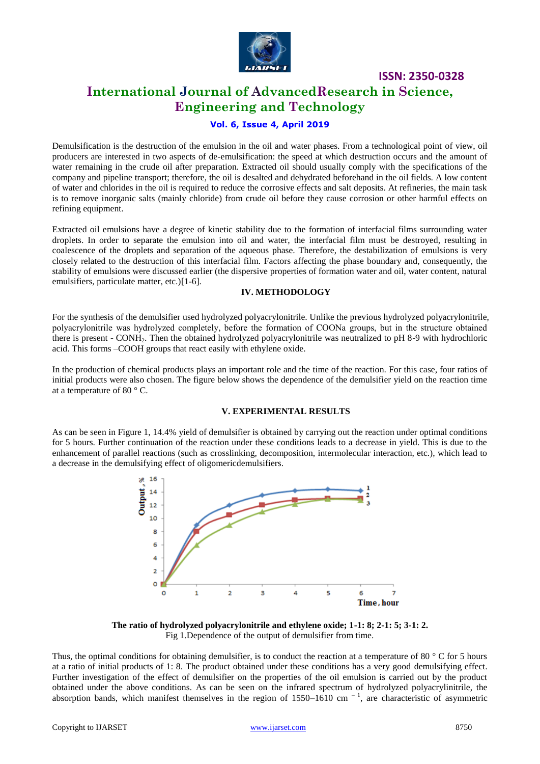Demulsification is the destruction of the emulsion in the oil and water phases. From a technological point of view, oil producers are interested in two aspects of de-emulsification: the speed at which destruction occurs and the amount of water remaining in the crude oil after preparation. Extracted oil should usually comply with the specifications of the company and pipeline transport; therefore, the oil is desalted and dehydrated beforehand in the oil fields. A low content of water and chlorides in the oil is required to reduce the corrosive effects and salt deposits. At refineries, the main task is to remove inorganic salts (mainly chloride) from crude oil before they cause corrosion or other harmful effects on refining equipment.

Extracted oil emulsions have a degree of kinetic stability due to the formation of interfacial films surrounding water droplets. In order to separate the emulsion into oil and water, the interfacial film must be destroyed, resulting in coalescence of the droplets and separation of the aqueous phase. Therefore, the destabilization of emulsions is very closely related to the destruction of this interfacial film. Factors affecting the phase boundary and, consequently, the stability of emulsions were discussed earlier (the dispersive properties of formation water and oil, water content, natural emulsifiers, particulate matter, etc.)[1-6].

## IV. METHODOLOGY

For the synthesis of the demulsifier used hydrolyzed polyacrylonitrile. Unlike the previous hydrolyzed polyacrylonitrile, polyacrylonitrile was hydrolyzed completely, before the formation of COONa groups, but in the structure obtained there is present - $CONH_2$. Then the obtained hydrolyzed polyacrylonitrile was neutralized to pH 8-9 with hydrochloric acid. This forms –COOH groups that react easily with ethylene oxide.

In the production of chemical products plays an important role and the time of the reaction. For this case, four ratios of initial products were also chosen. The figure below shows the dependence of the demulsifier yield on the reaction time at a temperature of 80 ° C.

## V. EXPERIMENTAL RESULTS

As can be seen in Figure 1, 14.4% yield of demulsifier is obtained by carrying out the reaction under optimal conditions for 5 hours. Further continuation of the reaction under these conditions leads to a decrease in yield. This is due to the enhancement of parallel reactions (such as crosslinking, decomposition, intermolecular interaction, etc.), which lead to a decrease in the demulsifying effect of oligomericdemulsifiers.

**The ratio of hydrolyzed polyacrylonitrile and ethylene oxide; 1-1: 8; 2-1: 5; 3-1: 2.**

Fig 1.Dependence of the output of demulsifier from time.

Thus, the optimal conditions for obtaining demulsifier, is to conduct the reaction at a temperature of 80 ° C for 5 hours at a ratio of initial products of 1: 8. The product obtained under these conditions has a very good demulsifying effect. Further investigation of the effect of demulsifier on the properties of the oil emulsion is carried out by the product obtained under the above conditions. As can be seen on the infrared spectrum of hydrolyzed polyacrylinitrile, the absorption bands, which manifest themselves in the region of 1550–1610 cm $^{-1}$, are characteristic of asymmetric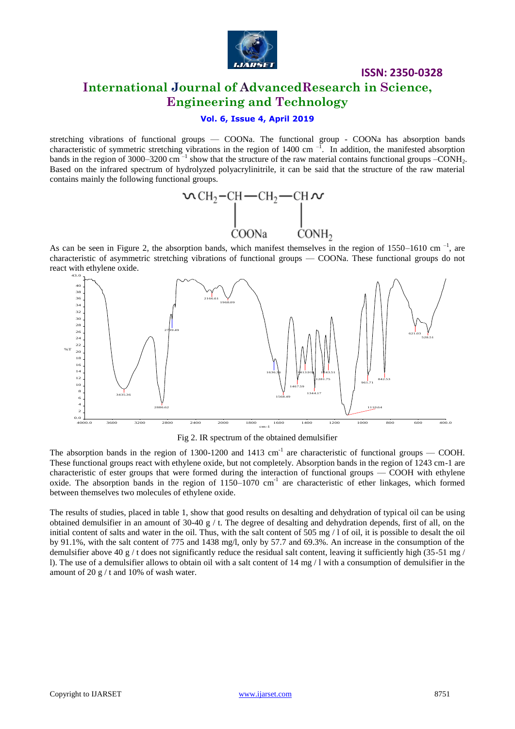stretching vibrations of functional groups — COONa. The functional group - COONa has absorption bands characteristic of symmetric stretching vibrations in the region of 1400 $cm^{-1}$. In addition, the manifested absorption bands in the region of 3000–3200 $cm^{-1}$ show that the structure of the raw material contains functional groups $–CONH_2$. Based on the infrared spectrum of hydrolyzed polyacrylinitrile, it can be said that the structure of the raw material contains mainly the following functional groups.

$$\sim CH_2-\underset{\underset{COONa}{|}}{CH}-CH_2-\underset{\underset{CONH_2}{|}}{CH}\sim$$

As can be seen in Figure 2, the absorption bands, which manifest themselves in the region of 1550–1610 $cm^{-1}$, are characteristic of asymmetric stretching vibrations of functional groups — COONa. These functional groups do not react with ethylene oxide.

Fig 2. IR spectrum of the obtained demulsifier

The absorption bands in the region of 1300-1200 and 1413 $cm^{-1}$ are characteristic of functional groups — COOH. These functional groups react with ethylene oxide, but not completely. Absorption bands in the region of 1243 cm-1 are characteristic of ester groups that were formed during the interaction of functional groups — COOH with ethylene oxide. The absorption bands in the region of 1150–1070 $cm^{-1}$ are characteristic of ether linkages, which formed between themselves two molecules of ethylene oxide.

The results of studies, placed in table 1, show that good results on desalting and dehydration of typical oil can be using obtained demulsifier in an amount of 30-40 g / t. The degree of desalting and dehydration depends, first of all, on the initial content of salts and water in the oil. Thus, with the salt content of 505 mg / l of oil, it is possible to desalt the oil by 91.1%, with the salt content of 775 and 1438 mg/l, only by 57.7 and 69.3%. An increase in the consumption of the demulsifier above 40 g / t does not significantly reduce the residual salt content, leaving it sufficiently high (35-51 mg / l). The use of a demulsifier allows to obtain oil with a salt content of 14 mg / l with a consumption of demulsifier in the amount of 20 g / t and 10% of wash water.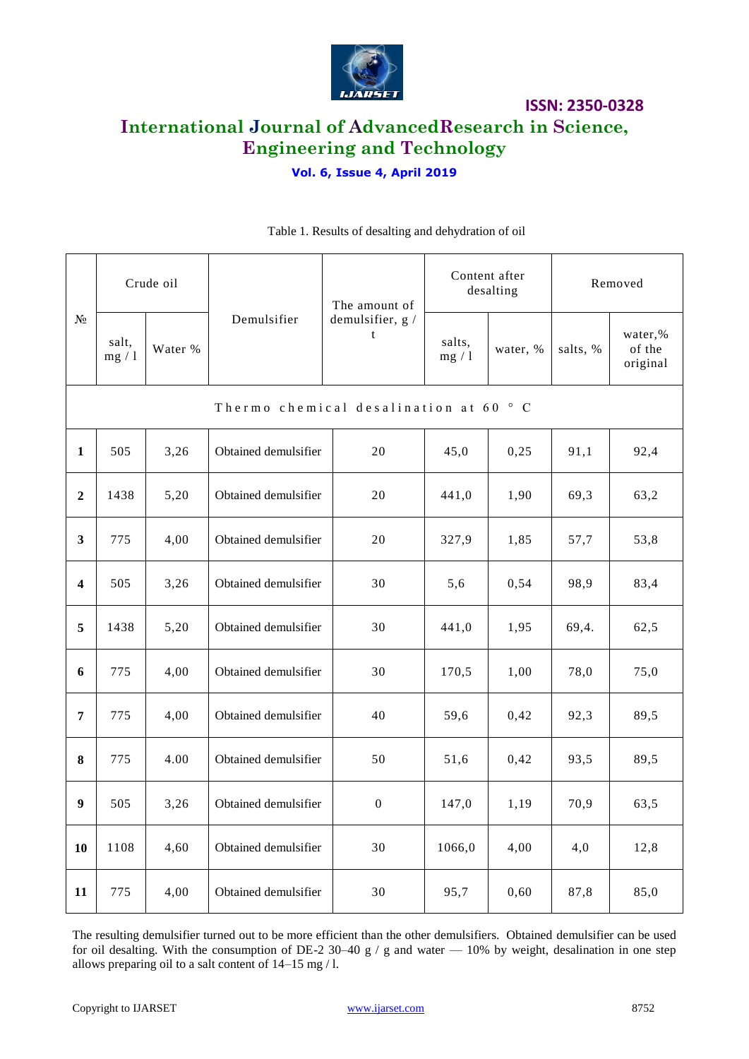Table 1. Results of desalting and dehydration of oil

| № | Crude oil | | Demulsifier | The amount of demulsifier, g / t | Content after desalting | | Removed | |
|---|---|---|---|---|---|---|---|---|
| | salt, mg / l | Water % | | | salts, mg / l | water, % | salts, % | water,% of the original |
| Thermo chemical desalination at 60 ° C | | | | | | | | |
| **1** | 505 | 3,26 | Obtained demulsifier | 20 | 45,0 | 0,25 | 91,1 | 92,4 |
| **2** | 1438 | 5,20 | Obtained demulsifier | 20 | 441,0 | 1,90 | 69,3 | 63,2 |
| **3** | 775 | 4,00 | Obtained demulsifier | 20 | 327,9 | 1,85 | 57,7 | 53,8 |
| **4** | 505 | 3,26 | Obtained demulsifier | 30 | 5,6 | 0,54 | 98,9 | 83,4 |
| **5** | 1438 | 5,20 | Obtained demulsifier | 30 | 441,0 | 1,95 | 69,4. | 62,5 |
| **6** | 775 | 4,00 | Obtained demulsifier | 30 | 170,5 | 1,00 | 78,0 | 75,0 |
| **7** | 775 | 4,00 | Obtained demulsifier | 40 | 59,6 | 0,42 | 92,3 | 89,5 |
| **8** | 775 | 4.00 | Obtained demulsifier | 50 | 51,6 | 0,42 | 93,5 | 89,5 |
| **9** | 505 | 3,26 | Obtained demulsifier | 0 | 147,0 | 1,19 | 70,9 | 63,5 |
| **10** | 1108 | 4,60 | Obtained demulsifier | 30 | 1066,0 | 4,00 | 4,0 | 12,8 |
| **11** | 775 | 4,00 | Obtained demulsifier | 30 | 95,7 | 0,60 | 87,8 | 85,0 |

The resulting demulsifier turned out to be more efficient than the other demulsifiers. Obtained demulsifier can be used for oil desalting. With the consumption of DE-2 30–40 g / g and water — 10% by weight, desalination in one step allows preparing oil to a salt content of 14–15 mg / l.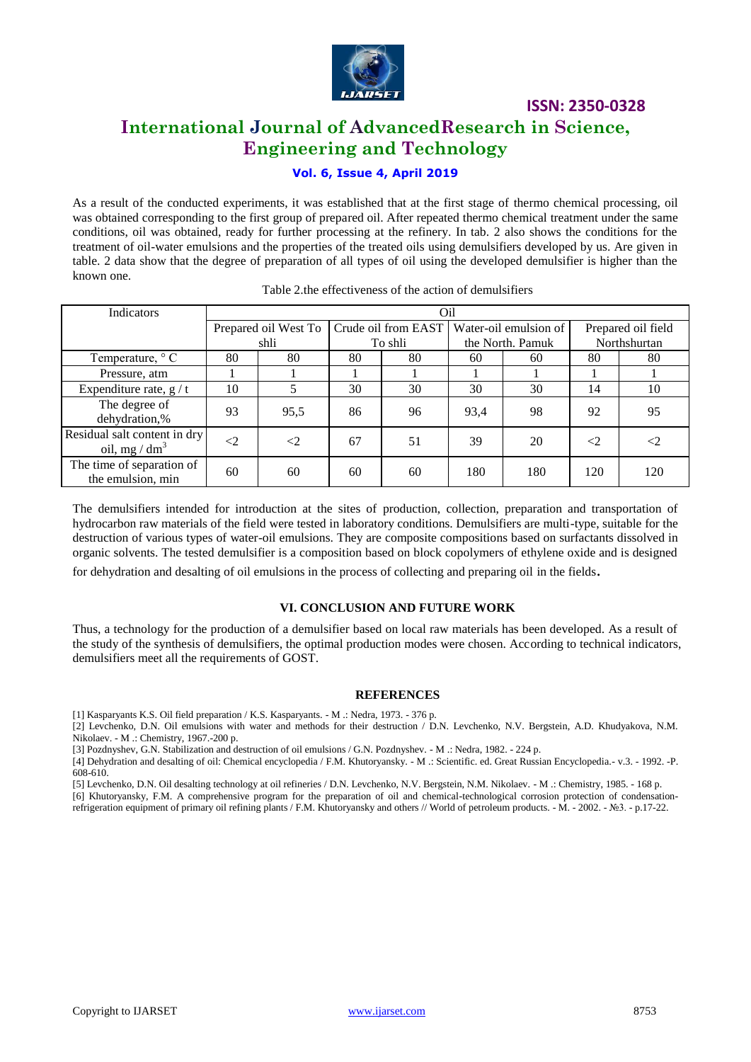As a result of the conducted experiments, it was established that at the first stage of thermo chemical processing, oil was obtained corresponding to the first group of prepared oil. After repeated thermo chemical treatment under the same conditions, oil was obtained, ready for further processing at the refinery. In tab. 2 also shows the conditions for the treatment of oil-water emulsions and the properties of the treated oils using demulsifiers developed by us. Are given in table. 2 data show that the degree of preparation of all types of oil using the developed demulsifier is higher than the known one.

Table 2.the effectiveness of the action of demulsifiers

| Indicators | Oil | | | | | | | |
|---|---|---|---|---|---|---|---|---|
| | Prepared oil West To shli | | Crude oil from EAST To shli | | Water-oil emulsion of the North. Pamuk | | Prepared oil field Northshurtan | |
| Temperature, ° C | 80 | 80 | 80 | 80 | 60 | 60 | 80 | 80 |
| Pressure, atm | 1 | 1 | 1 | 1 | 1 | 1 | 1 | 1 |
| Expenditure rate, g / t | 10 | 5 | 30 | 30 | 30 | 30 | 14 | 10 |
| The degree of dehydration,% | 93 | 95,5 | 86 | 96 | 93,4 | 98 | 92 | 95 |
| Residual salt content in dry oil, mg / $dm^3$ | <2 | <2 | 67 | 51 | 39 | 20 | <2 | <2 |
| The time of separation of the emulsion, min | 60 | 60 | 60 | 60 | 180 | 180 | 120 | 120 |

The demulsifiers intended for introduction at the sites of production, collection, preparation and transportation of hydrocarbon raw materials of the field were tested in laboratory conditions. Demulsifiers are multi-type, suitable for the destruction of various types of water-oil emulsions. They are composite compositions based on surfactants dissolved in organic solvents. The tested demulsifier is a composition based on block copolymers of ethylene oxide and is designed for dehydration and desalting of oil emulsions in the process of collecting and preparing oil in the fields.

## VI. CONCLUSION AND FUTURE WORK

Thus, a technology for the production of a demulsifier based on local raw materials has been developed. As a result of the study of the synthesis of demulsifiers, the optimal production modes were chosen. According to technical indicators, demulsifiers meet all the requirements of GOST.

## REFERENCES

[1] Kasparyants K.S. Oil field preparation / K.S. Kasparyants. - M .: Nedra, 1973. - 376 p.

[2] Levchenko, D.N. Oil emulsions with water and methods for their destruction / D.N. Levchenko, N.V. Bergstein, A.D. Khudyakova, N.M. Nikolaev. - M .: Chemistry, 1967.-200 p.

[3] Pozdnyshev, G.N. Stabilization and destruction of oil emulsions / G.N. Pozdnyshev. - M .: Nedra, 1982. - 224 p.

[4] Dehydration and desalting of oil: Chemical encyclopedia / F.M. Khutoryansky. - M .: Scientific. ed. Great Russian Encyclopedia.- v.3. - 1992. -P. 608-610.

[5] Levchenko, D.N. Oil desalting technology at oil refineries / D.N. Levchenko, N.V. Bergstein, N.M. Nikolaev. - M .: Chemistry, 1985. - 168 p.

[6] Khutoryansky, F.M. A comprehensive program for the preparation of oil and chemical-technological corrosion protection of condensation-refrigeration equipment of primary oil refining plants / F.M. Khutoryansky and others // World of petroleum products. - M. - 2002. - №3. - p.17-22.